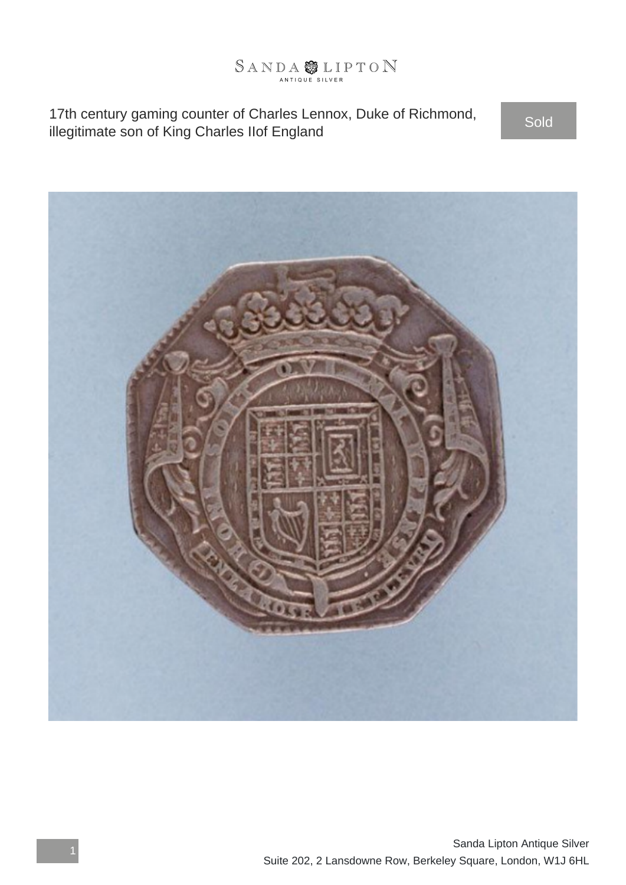17th century gaming counter of Charles Lennox, Duke of Richmond, illegitimate son of King Charles IIof England

Sold

Sanda Lipton Antique Silver

Suite 202, 2 Lansdowne Row, Berkeley Square, London, W1J 6HL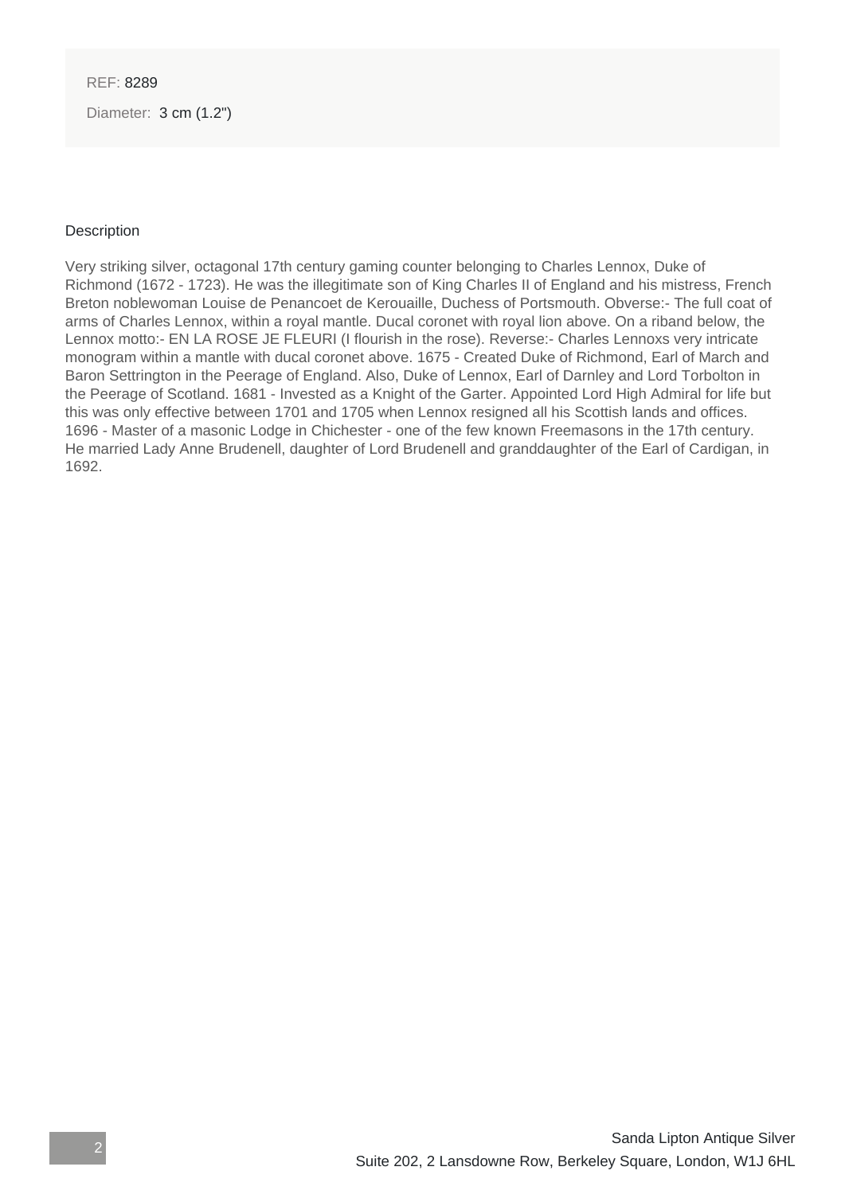REF: 8289

Diameter: 3 cm (1.2")

### Description

Very striking silver, octagonal 17th century gaming counter belonging to Charles Lennox, Duke of Richmond (1672 - 1723). He was the illegitimate son of King Charles II of England and his mistress, French Breton noblewoman Louise de Penancoet de Kerouaille, Duchess of Portsmouth. Obverse:- The full coat of arms of Charles Lennox, within a royal mantle. Ducal coronet with royal lion above. On a riband below, the Lennox motto:- EN LA ROSE JE FLEURI (I flourish in the rose). Reverse:- Charles Lennoxs very intricate monogram within a mantle with ducal coronet above. 1675 - Created Duke of Richmond, Earl of March and Baron Settrington in the Peerage of England. Also, Duke of Lennox, Earl of Darnley and Lord Torbolton in the Peerage of Scotland. 1681 - Invested as a Knight of the Garter. Appointed Lord High Admiral for life but this was only effective between 1701 and 1705 when Lennox resigned all his Scottish lands and offices. 1696 - Master of a masonic Lodge in Chichester - one of the few known Freemasons in the 17th century. He married Lady Anne Brudenell, daughter of Lord Brudenell and granddaughter of the Earl of Cardigan, in 1692.